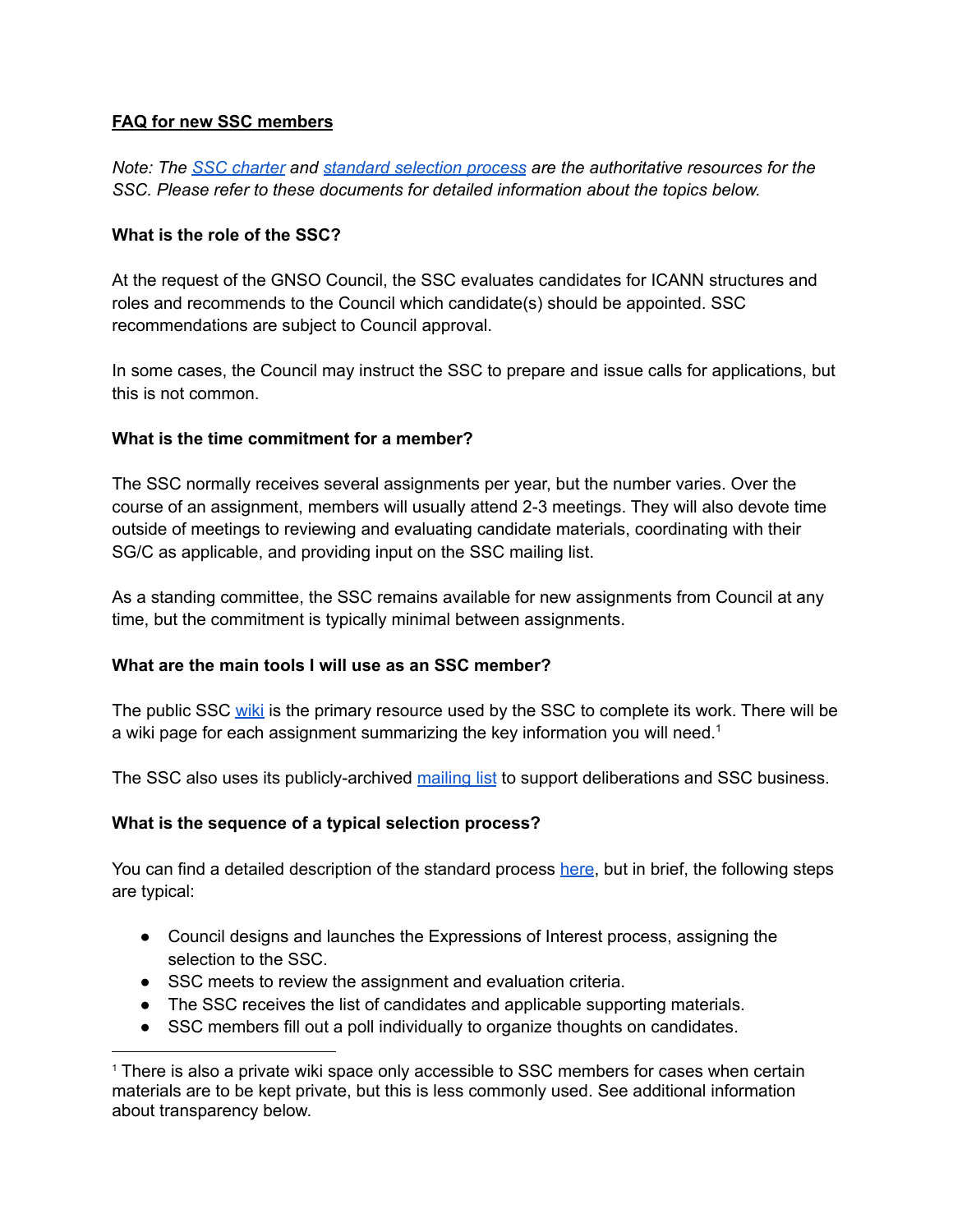**FAQ for new SSC members**

*Note: The SSC charter and standard selection process are the authoritative resources for the SSC. Please refer to these documents for detailed information about the topics below.*

**What is the role of the SSC?**

At the request of the GNSO Council, the SSC evaluates candidates for ICANN structures and roles and recommends to the Council which candidate(s) should be appointed. SSC recommendations are subject to Council approval.

In some cases, the Council may instruct the SSC to prepare and issue calls for applications, but this is not common.

**What is the time commitment for a member?**

The SSC normally receives several assignments per year, but the number varies. Over the course of an assignment, members will usually attend 2-3 meetings. They will also devote time outside of meetings to reviewing and evaluating candidate materials, coordinating with their SG/C as applicable, and providing input on the SSC mailing list.

As a standing committee, the SSC remains available for new assignments from Council at any time, but the commitment is typically minimal between assignments.

**What are the main tools I will use as an SSC member?**

The public SSC wiki is the primary resource used by the SSC to complete its work. There will be a wiki page for each assignment summarizing the key information you will need.[1]

The SSC also uses its publicly-archived mailing list to support deliberations and SSC business.

**What is the sequence of a typical selection process?**

You can find a detailed description of the standard process here, but in brief, the following steps are typical:

- Council designs and launches the Expressions of Interest process, assigning the selection to the SSC.
- SSC meets to review the assignment and evaluation criteria.
- The SSC receives the list of candidates and applicable supporting materials.
- SSC members fill out a poll individually to organize thoughts on candidates.

[1] There is also a private wiki space only accessible to SSC members for cases when certain materials are to be kept private, but this is less commonly used. See additional information about transparency below.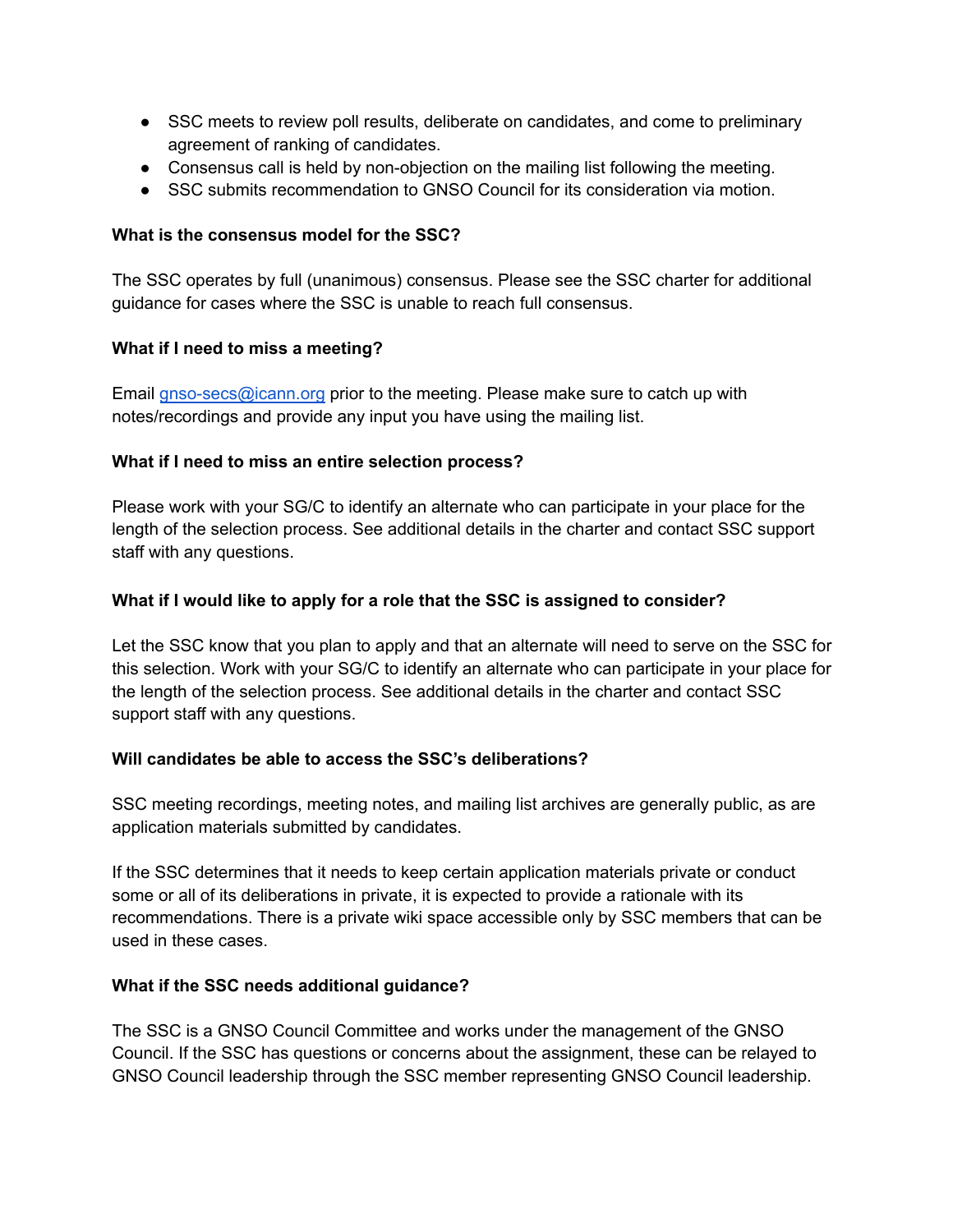- SSC meets to review poll results, deliberate on candidates, and come to preliminary agreement of ranking of candidates.
- Consensus call is held by non-objection on the mailing list following the meeting.
- SSC submits recommendation to GNSO Council for its consideration via motion.

**What is the consensus model for the SSC?**

The SSC operates by full (unanimous) consensus. Please see the SSC charter for additional guidance for cases where the SSC is unable to reach full consensus.

**What if I need to miss a meeting?**

Email gnso-secs@icann.org prior to the meeting. Please make sure to catch up with notes/recordings and provide any input you have using the mailing list.

**What if I need to miss an entire selection process?**

Please work with your SG/C to identify an alternate who can participate in your place for the length of the selection process. See additional details in the charter and contact SSC support staff with any questions.

**What if I would like to apply for a role that the SSC is assigned to consider?**

Let the SSC know that you plan to apply and that an alternate will need to serve on the SSC for this selection. Work with your SG/C to identify an alternate who can participate in your place for the length of the selection process. See additional details in the charter and contact SSC support staff with any questions.

**Will candidates be able to access the SSC's deliberations?**

SSC meeting recordings, meeting notes, and mailing list archives are generally public, as are application materials submitted by candidates.

If the SSC determines that it needs to keep certain application materials private or conduct some or all of its deliberations in private, it is expected to provide a rationale with its recommendations. There is a private wiki space accessible only by SSC members that can be used in these cases.

**What if the SSC needs additional guidance?**

The SSC is a GNSO Council Committee and works under the management of the GNSO Council. If the SSC has questions or concerns about the assignment, these can be relayed to GNSO Council leadership through the SSC member representing GNSO Council leadership.